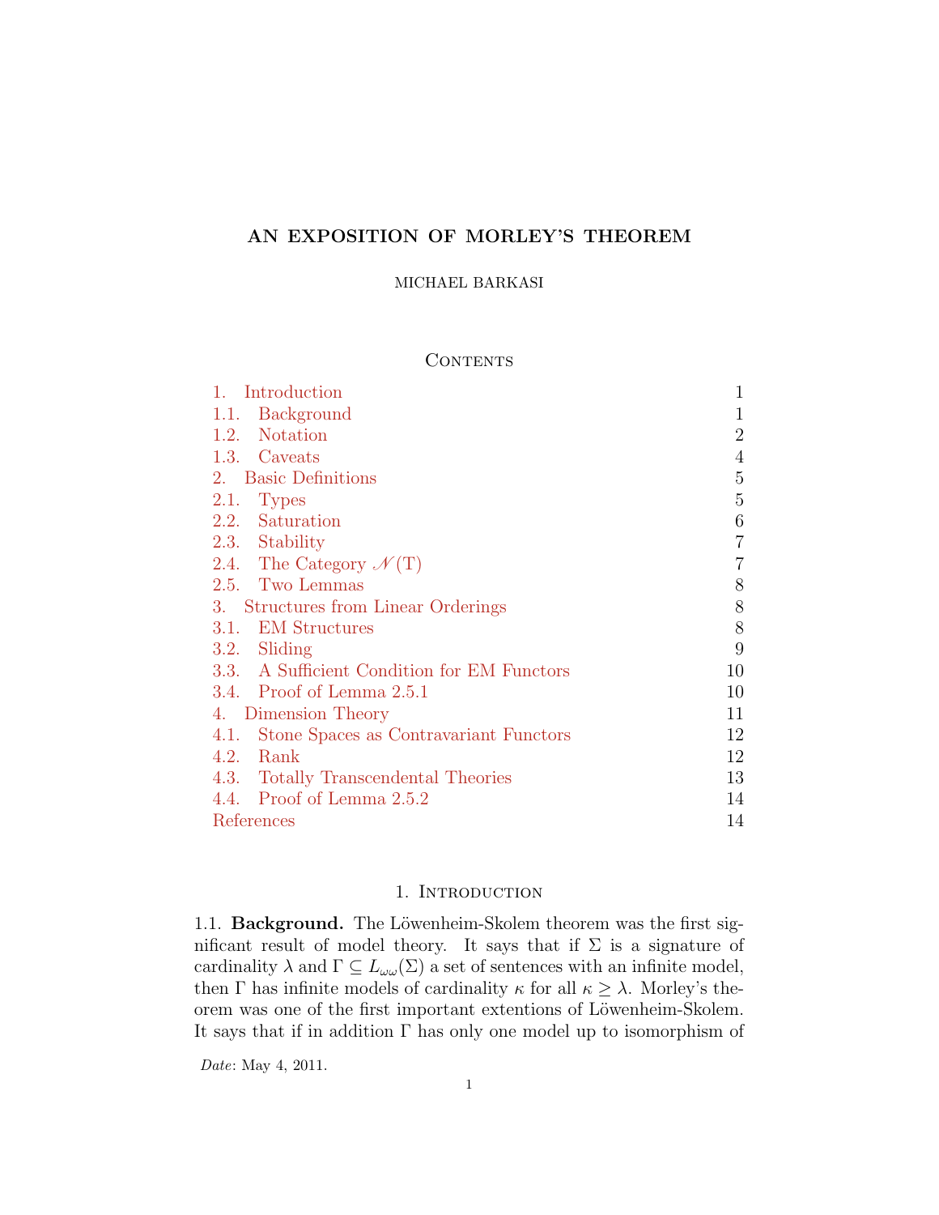# AN EXPOSITION OF MORLEY'S THEOREM

MICHAEL BARKASI

## Contents

| | |
|---|---|
| 1. Introduction | 1 |
| 1.1. Background | 1 |
| 1.2. Notation | 2 |
| 1.3. Caveats | 4 |
| 2. Basic Definitions | 5 |
| 2.1. Types | 5 |
| 2.2. Saturation | 6 |
| 2.3. Stability | 7 |
| 2.4. The Category $\mathscr{N}(\mathrm{T})$ | 7 |
| 2.5. Two Lemmas | 8 |
| 3. Structures from Linear Orderings | 8 |
| 3.1. EM Structures | 8 |
| 3.2. Sliding | 9 |
| 3.3. A Sufficient Condition for EM Functors | 10 |
| 3.4. Proof of Lemma 2.5.1 | 10 |
| 4. Dimension Theory | 11 |
| 4.1. Stone Spaces as Contravariant Functors | 12 |
| 4.2. Rank | 12 |
| 4.3. Totally Transcendental Theories | 13 |
| 4.4. Proof of Lemma 2.5.2 | 14 |
| References | 14 |

## 1. Introduction

1.1. **Background.** The Löwenheim-Skolem theorem was the first significant result of model theory. It says that if $\Sigma$ is a signature of cardinality $\lambda$ and $\Gamma \subseteq L_{\omega\omega}(\Sigma)$ a set of sentences with an infinite model, then $\Gamma$ has infinite models of cardinality $\kappa$ for all $\kappa \geq \lambda$. Morley's theorem was one of the first important extentions of Löwenheim-Skolem. It says that if in addition $\Gamma$ has only one model up to isomorphism of

*Date*: May 4, 2011.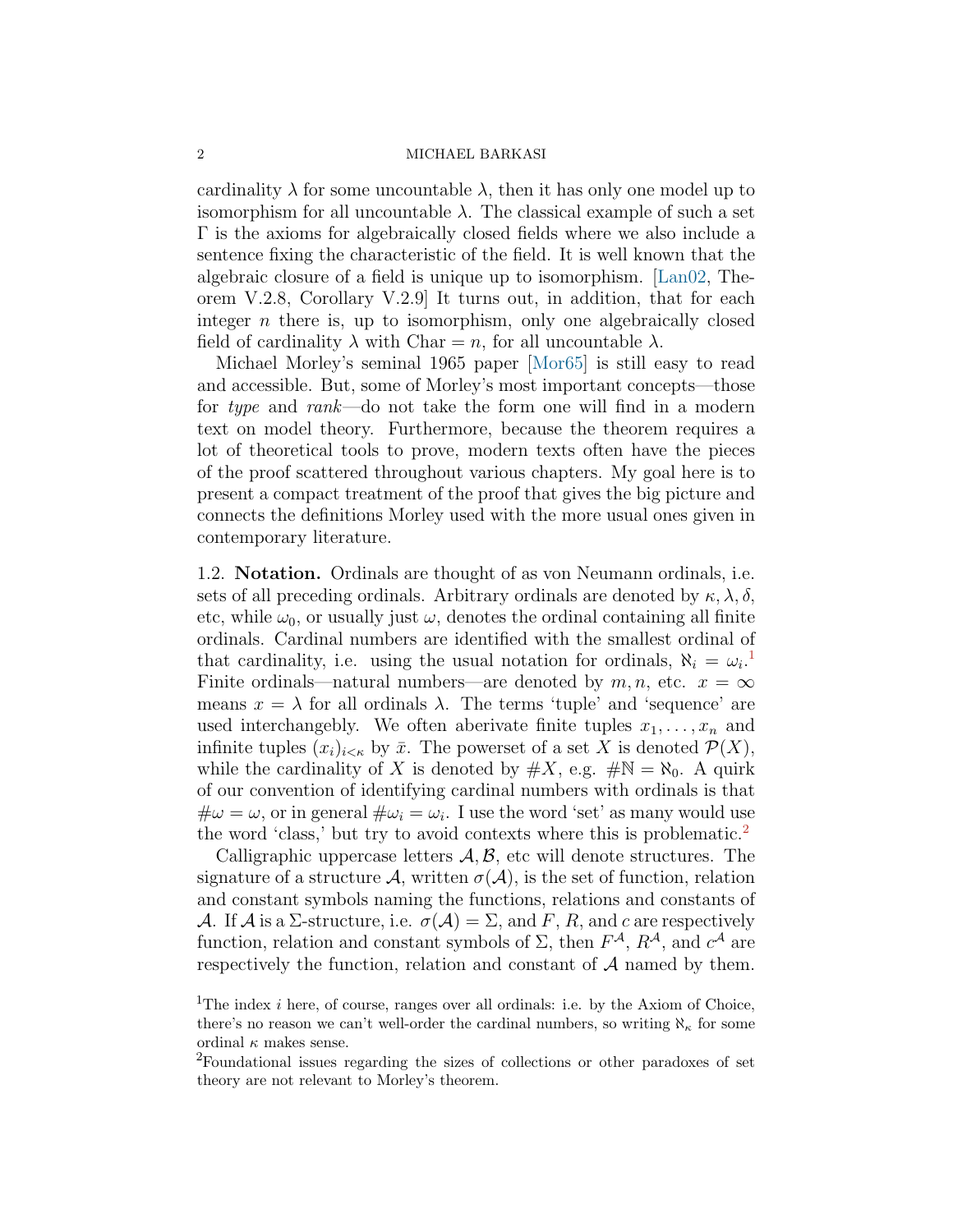cardinality $\lambda$ for some uncountable $\lambda$, then it has only one model up to isomorphism for all uncountable $\lambda$. The classical example of such a set $\Gamma$ is the axioms for algebraically closed fields where we also include a sentence fixing the characteristic of the field. It is well known that the algebraic closure of a field is unique up to isomorphism. [Lan02, Theorem V.2.8, Corollary V.2.9] It turns out, in addition, that for each integer $n$ there is, up to isomorphism, only one algebraically closed field of cardinality $\lambda$ with $\mathrm{Char} = n$, for all uncountable $\lambda$.

Michael Morley's seminal 1965 paper [Mor65] is still easy to read and accessible. But, some of Morley's most important concepts—those for *type* and *rank*—do not take the form one will find in a modern text on model theory. Furthermore, because the theorem requires a lot of theoretical tools to prove, modern texts often have the pieces of the proof scattered throughout various chapters. My goal here is to present a compact treatment of the proof that gives the big picture and connects the definitions Morley used with the more usual ones given in contemporary literature.

1.2. **Notation.** Ordinals are thought of as von Neumann ordinals, i.e. sets of all preceding ordinals. Arbitrary ordinals are denoted by $\kappa, \lambda, \delta$, etc, while $\omega_0$, or usually just $\omega$, denotes the ordinal containing all finite ordinals. Cardinal numbers are identified with the smallest ordinal of that cardinality, i.e. using the usual notation for ordinals, $\aleph_i = \omega_i$.[1] Finite ordinals—natural numbers—are denoted by $m, n$, etc. $x = \infty$ means $x = \lambda$ for all ordinals $\lambda$. The terms 'tuple' and 'sequence' are used interchangebly. We often aberivate finite tuples $x_1, \ldots, x_n$ and infinite tuples $(x_i)_{i<\kappa}$ by $\bar{x}$. The powerset of a set $X$ is denoted $\mathcal{P}(X)$, while the cardinality of $X$ is denoted by $\#X$, e.g. $\#\mathbb{N} = \aleph_0$. A quirk of our convention of identifying cardinal numbers with ordinals is that $\#\omega = \omega$, or in general $\#\omega_i = \omega_i$. I use the word 'set' as many would use the word 'class,' but try to avoid contexts where this is problematic.[2]

Calligraphic uppercase letters $\mathcal{A}, \mathcal{B}$, etc will denote structures. The signature of a structure $\mathcal{A}$, written $\sigma(\mathcal{A})$, is the set of function, relation and constant symbols naming the functions, relations and constants of $\mathcal{A}$. If $\mathcal{A}$ is a $\Sigma$-structure, i.e. $\sigma(\mathcal{A}) = \Sigma$, and $F$, $R$, and $c$ are respectively function, relation and constant symbols of $\Sigma$, then $F^{\mathcal{A}}$, $R^{\mathcal{A}}$, and $c^{\mathcal{A}}$ are respectively the function, relation and constant of $\mathcal{A}$ named by them.

[1] The index $i$ here, of course, ranges over all ordinals: i.e. by the Axiom of Choice, there's no reason we can't well-order the cardinal numbers, so writing $\aleph_\kappa$ for some ordinal $\kappa$ makes sense.

[2] Foundational issues regarding the sizes of collections or other paradoxes of set theory are not relevant to Morley's theorem.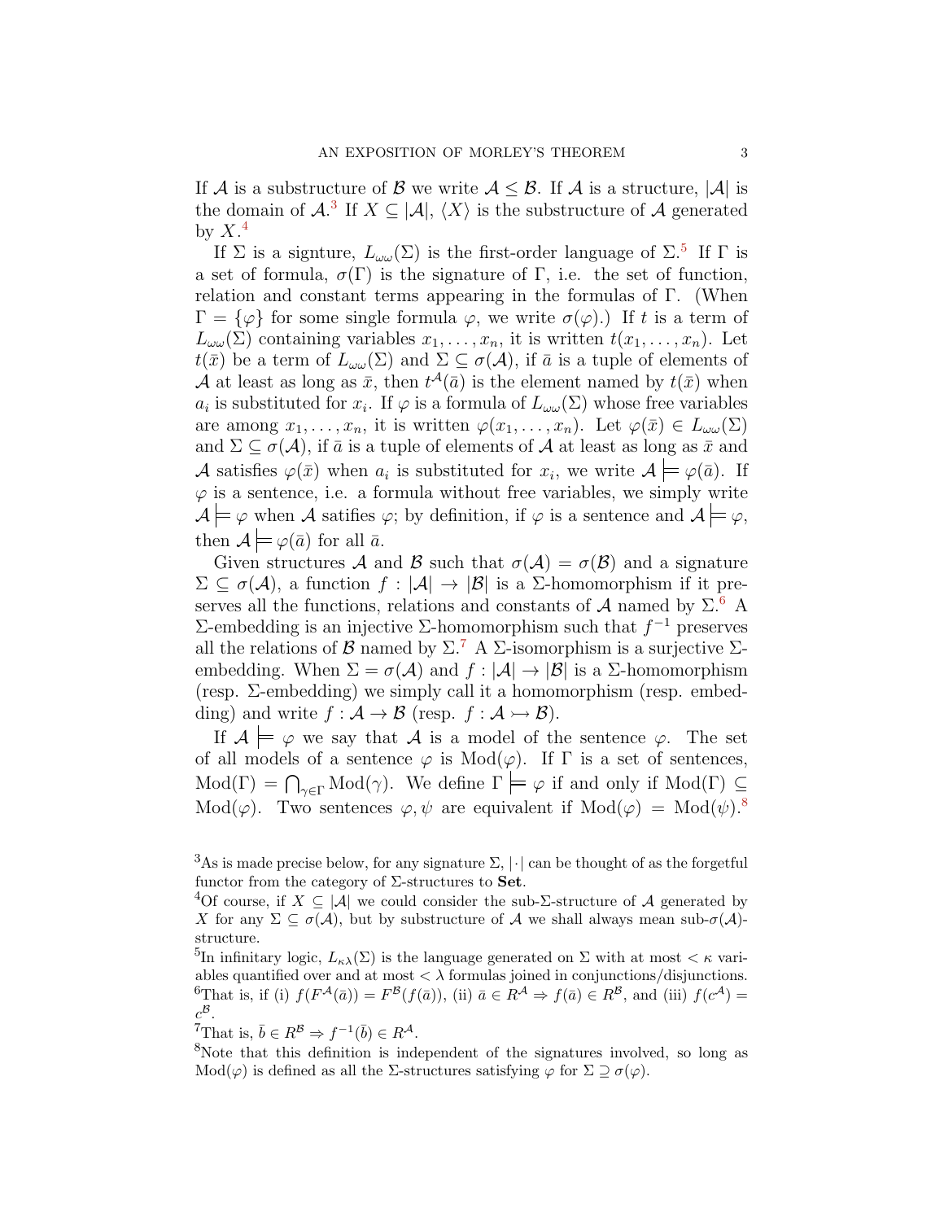If $\mathcal{A}$ is a substructure of $\mathcal{B}$ we write $\mathcal{A} \leq \mathcal{B}$. If $\mathcal{A}$ is a structure, $|\mathcal{A}|$ is the domain of $\mathcal{A}$.[3] If $X \subseteq |\mathcal{A}|$, $\langle X \rangle$ is the substructure of $\mathcal{A}$ generated by $X$.[4]

If $\Sigma$ is a signture, $L_{\omega\omega}(\Sigma)$ is the first-order language of $\Sigma$.[5] If $\Gamma$ is a set of formula, $\sigma(\Gamma)$ is the signature of $\Gamma$, i.e. the set of function, relation and constant terms appearing in the formulas of $\Gamma$. (When $\Gamma = \{\varphi\}$ for some single formula $\varphi$, we write $\sigma(\varphi)$.) If $t$ is a term of $L_{\omega\omega}(\Sigma)$ containing variables $x_1, \ldots, x_n$, it is written $t(x_1, \ldots, x_n)$. Let $t(\bar{x})$ be a term of $L_{\omega\omega}(\Sigma)$ and $\Sigma \subseteq \sigma(\mathcal{A})$, if $\bar{a}$ is a tuple of elements of $\mathcal{A}$ at least as long as $\bar{x}$, then $t^{\mathcal{A}}(\bar{a})$ is the element named by $t(\bar{x})$ when $a_i$ is substituted for $x_i$. If $\varphi$ is a formula of $L_{\omega\omega}(\Sigma)$ whose free variables are among $x_1, \ldots, x_n$, it is written $\varphi(x_1, \ldots, x_n)$. Let $\varphi(\bar{x}) \in L_{\omega\omega}(\Sigma)$ and $\Sigma \subseteq \sigma(\mathcal{A})$, if $\bar{a}$ is a tuple of elements of $\mathcal{A}$ at least as long as $\bar{x}$ and $\mathcal{A}$ satisfies $\varphi(\bar{x})$ when $a_i$ is substituted for $x_i$, we write $\mathcal{A} \models \varphi(\bar{a})$. If $\varphi$ is a sentence, i.e. a formula without free variables, we simply write $\mathcal{A} \models \varphi$ when $\mathcal{A}$ satifies $\varphi$; by definition, if $\varphi$ is a sentence and $\mathcal{A} \models \varphi$, then $\mathcal{A} \models \varphi(\bar{a})$ for all $\bar{a}$.

Given structures $\mathcal{A}$ and $\mathcal{B}$ such that $\sigma(\mathcal{A}) = \sigma(\mathcal{B})$ and a signature $\Sigma \subseteq \sigma(\mathcal{A})$, a function $f : |\mathcal{A}| \to |\mathcal{B}|$ is a $\Sigma$-homomorphism if it preserves all the functions, relations and constants of $\mathcal{A}$ named by $\Sigma$.[6] A $\Sigma$-embedding is an injective $\Sigma$-homomorphism such that $f^{-1}$ preserves all the relations of $\mathcal{B}$ named by $\Sigma$.[7] A $\Sigma$-isomorphism is a surjective $\Sigma$-embedding. When $\Sigma = \sigma(\mathcal{A})$ and $f : |\mathcal{A}| \to |\mathcal{B}|$ is a $\Sigma$-homomorphism (resp. $\Sigma$-embedding) we simply call it a homomorphism (resp. embedding) and write $f : \mathcal{A} \to \mathcal{B}$ (resp. $f : \mathcal{A} \rightarrowtail \mathcal{B}$).

If $\mathcal{A} \models \varphi$ we say that $\mathcal{A}$ is a model of the sentence $\varphi$. The set of all models of a sentence $\varphi$ is $\mathrm{Mod}(\varphi)$. If $\Gamma$ is a set of sentences, $\mathrm{Mod}(\Gamma) = \bigcap_{\gamma \in \Gamma} \mathrm{Mod}(\gamma)$. We define $\Gamma \models \varphi$ if and only if $\mathrm{Mod}(\Gamma) \subseteq \mathrm{Mod}(\varphi)$. Two sentences $\varphi, \psi$ are equivalent if $\mathrm{Mod}(\varphi) = \mathrm{Mod}(\psi)$.[8]

---

[3] As is made precise below, for any signature $\Sigma$, $|\cdot|$ can be thought of as the forgetful functor from the category of $\Sigma$-structures to **Set**.

[4] Of course, if $X \subseteq |\mathcal{A}|$ we could consider the sub-$\Sigma$-structure of $\mathcal{A}$ generated by $X$ for any $\Sigma \subseteq \sigma(\mathcal{A})$, but by substructure of $\mathcal{A}$ we shall always mean sub-$\sigma(\mathcal{A})$-structure.

[5] In infinitary logic, $L_{\kappa\lambda}(\Sigma)$ is the language generated on $\Sigma$ with at most $< \kappa$ variables quantified over and at most $< \lambda$ formulas joined in conjunctions/disjunctions.

[6] That is, if (i) $f(F^{\mathcal{A}}(\bar{a})) = F^{\mathcal{B}}(f(\bar{a}))$, (ii) $\bar{a} \in R^{\mathcal{A}} \Rightarrow f(\bar{a}) \in R^{\mathcal{B}}$, and (iii) $f(c^{\mathcal{A}}) = c^{\mathcal{B}}$.

[7] That is, $\bar{b} \in R^{\mathcal{B}} \Rightarrow f^{-1}(\bar{b}) \in R^{\mathcal{A}}$.

[8] Note that this definition is independent of the signatures involved, so long as $\mathrm{Mod}(\varphi)$ is defined as all the $\Sigma$-structures satisfying $\varphi$ for $\Sigma \supseteq \sigma(\varphi)$.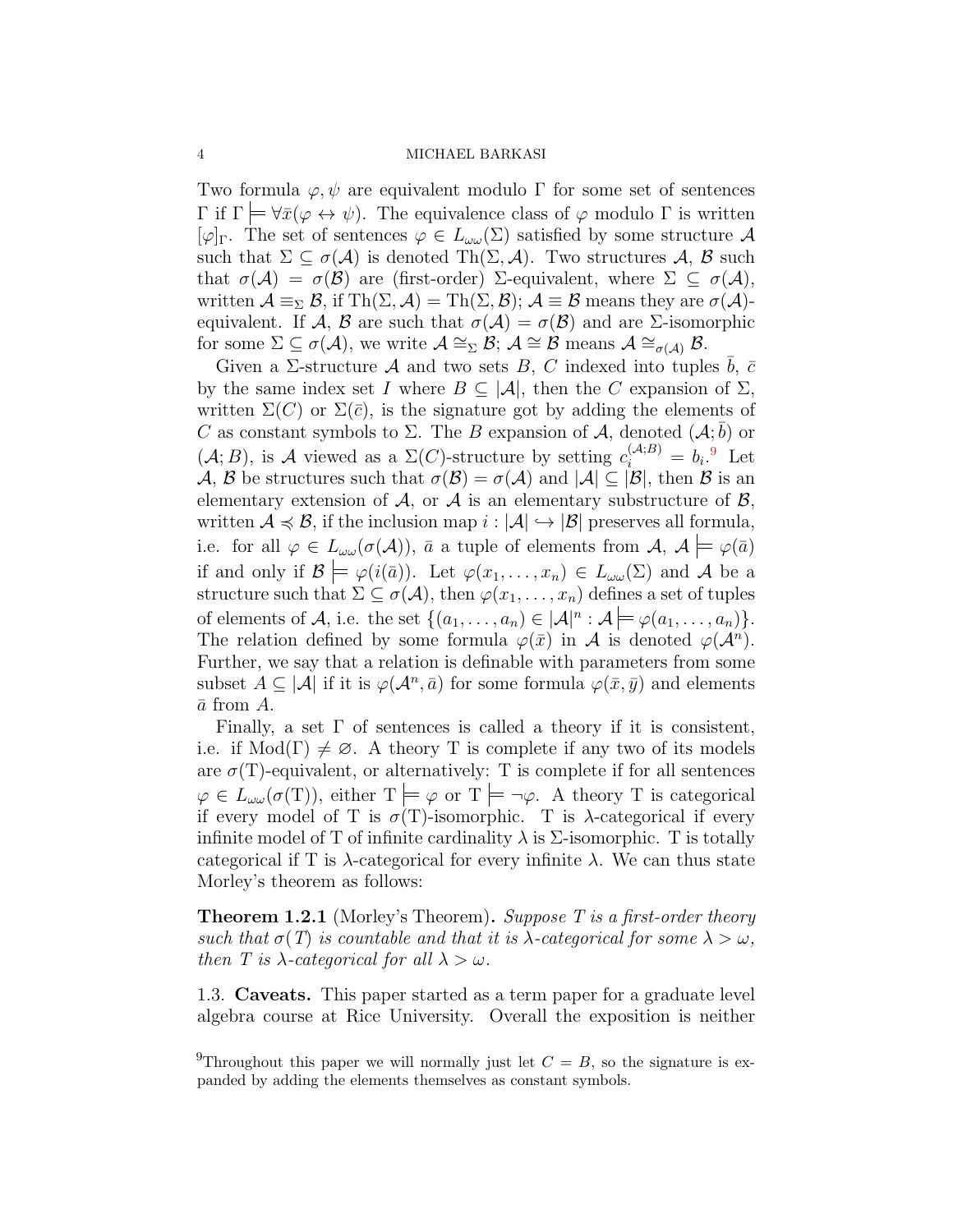Two formula $\varphi, \psi$ are equivalent modulo $\Gamma$ for some set of sentences $\Gamma$ if $\Gamma \models \forall \bar{x}(\varphi \leftrightarrow \psi)$. The equivalence class of $\varphi$ modulo $\Gamma$ is written $[\varphi]_\Gamma$. The set of sentences $\varphi \in L_{\omega\omega}(\Sigma)$ satisfied by some structure $\mathcal{A}$ such that $\Sigma \subseteq \sigma(\mathcal{A})$ is denoted $\mathrm{Th}(\Sigma, \mathcal{A})$. Two structures $\mathcal{A}$, $\mathcal{B}$ such that $\sigma(\mathcal{A}) = \sigma(\mathcal{B})$ are (first-order) $\Sigma$-equivalent, where $\Sigma \subseteq \sigma(\mathcal{A})$, written $\mathcal{A} \equiv_\Sigma \mathcal{B}$, if $\mathrm{Th}(\Sigma, \mathcal{A}) = \mathrm{Th}(\Sigma, \mathcal{B})$; $\mathcal{A} \equiv \mathcal{B}$ means they are $\sigma(\mathcal{A})$-equivalent. If $\mathcal{A}$, $\mathcal{B}$ are such that $\sigma(\mathcal{A}) = \sigma(\mathcal{B})$ and are $\Sigma$-isomorphic for some $\Sigma \subseteq \sigma(\mathcal{A})$, we write $\mathcal{A} \cong_\Sigma \mathcal{B}$; $\mathcal{A} \cong \mathcal{B}$ means $\mathcal{A} \cong_{\sigma(\mathcal{A})} \mathcal{B}$.

Given a $\Sigma$-structure $\mathcal{A}$ and two sets $B$, $C$ indexed into tuples $\bar{b}$, $\bar{c}$ by the same index set $I$ where $B \subseteq |\mathcal{A}|$, then the $C$ expansion of $\Sigma$, written $\Sigma(C)$ or $\Sigma(\bar{c})$, is the signature got by adding the elements of $C$ as constant symbols to $\Sigma$. The $B$ expansion of $\mathcal{A}$, denoted $(\mathcal{A}; \bar{b})$ or $(\mathcal{A}; B)$, is $\mathcal{A}$ viewed as a $\Sigma(C)$-structure by setting $c_i^{(\mathcal{A};B)} = b_i$.[9] Let $\mathcal{A}$, $\mathcal{B}$ be structures such that $\sigma(\mathcal{B}) = \sigma(\mathcal{A})$ and $|\mathcal{A}| \subseteq |\mathcal{B}|$, then $\mathcal{B}$ is an elementary extension of $\mathcal{A}$, or $\mathcal{A}$ is an elementary substructure of $\mathcal{B}$, written $\mathcal{A} \preccurlyeq \mathcal{B}$, if the inclusion map $i : |\mathcal{A}| \hookrightarrow |\mathcal{B}|$ preserves all formula, i.e. for all $\varphi \in L_{\omega\omega}(\sigma(\mathcal{A}))$, $\bar{a}$ a tuple of elements from $\mathcal{A}$, $\mathcal{A} \models \varphi(\bar{a})$ if and only if $\mathcal{B} \models \varphi(i(\bar{a}))$. Let $\varphi(x_1, \ldots, x_n) \in L_{\omega\omega}(\Sigma)$ and $\mathcal{A}$ be a structure such that $\Sigma \subseteq \sigma(\mathcal{A})$, then $\varphi(x_1, \ldots, x_n)$ defines a set of tuples of elements of $\mathcal{A}$, i.e. the set $\{(a_1, \ldots, a_n) \in |\mathcal{A}|^n : \mathcal{A} \models \varphi(a_1, \ldots, a_n)\}$. The relation defined by some formula $\varphi(\bar{x})$ in $\mathcal{A}$ is denoted $\varphi(\mathcal{A}^n)$. Further, we say that a relation is definable with parameters from some subset $A \subseteq |\mathcal{A}|$ if it is $\varphi(\mathcal{A}^n, \bar{a})$ for some formula $\varphi(\bar{x}, \bar{y})$ and elements $\bar{a}$ from $A$.

Finally, a set $\Gamma$ of sentences is called a theory if it is consistent, i.e. if $\mathrm{Mod}(\Gamma) \neq \varnothing$. A theory T is complete if any two of its models are $\sigma(\mathrm{T})$-equivalent, or alternatively: T is complete if for all sentences $\varphi \in L_{\omega\omega}(\sigma(\mathrm{T}))$, either $\mathrm{T} \models \varphi$ or $\mathrm{T} \models \neg\varphi$. A theory T is categorical if every model of T is $\sigma(\mathrm{T})$-isomorphic. T is $\lambda$-categorical if every infinite model of T of infinite cardinality $\lambda$ is $\Sigma$-isomorphic. T is totally categorical if T is $\lambda$-categorical for every infinite $\lambda$. We can thus state Morley's theorem as follows:

**Theorem 1.2.1** (Morley's Theorem)**.** *Suppose $T$ is a first-order theory such that $\sigma(T)$ is countable and that it is $\lambda$-categorical for some $\lambda > \omega$, then $T$ is $\lambda$-categorical for all $\lambda > \omega$.*

### 1.3. Caveats.

This paper started as a term paper for a graduate level algebra course at Rice University. Overall the exposition is neither

[9] Throughout this paper we will normally just let $C = B$, so the signature is expanded by adding the elements themselves as constant symbols.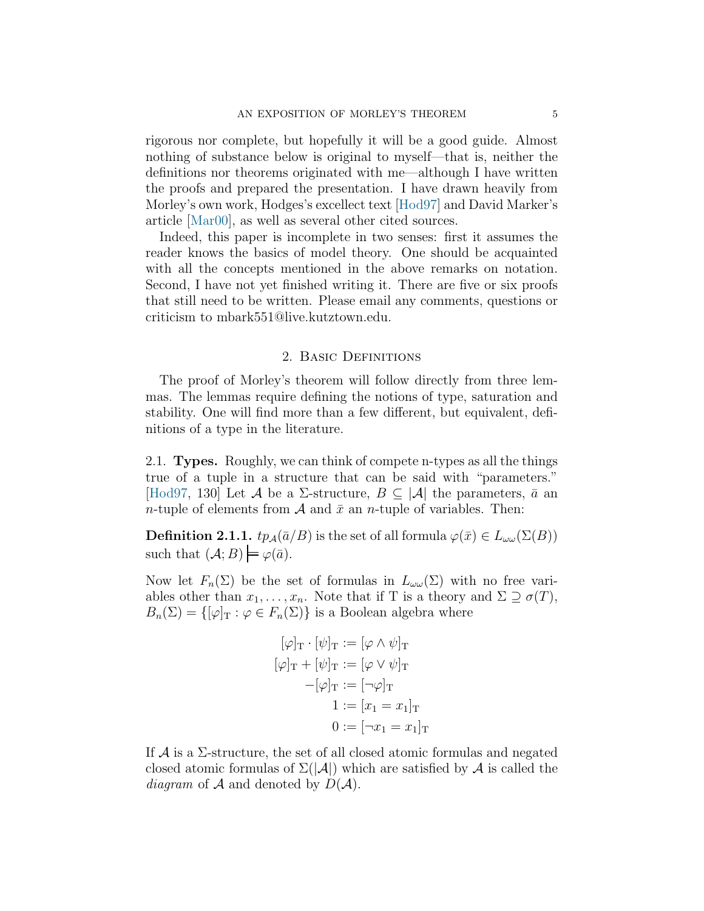rigorous nor complete, but hopefully it will be a good guide. Almost nothing of substance below is original to myself—that is, neither the definitions nor theorems originated with me—although I have written the proofs and prepared the presentation. I have drawn heavily from Morley's own work, Hodges's excellect text [Hod97] and David Marker's article [Mar00], as well as several other cited sources.

Indeed, this paper is incomplete in two senses: first it assumes the reader knows the basics of model theory. One should be acquainted with all the concepts mentioned in the above remarks on notation. Second, I have not yet finished writing it. There are five or six proofs that still need to be written. Please email any comments, questions or criticism to mbark551@live.kutztown.edu.

## 2. Basic Definitions

The proof of Morley's theorem will follow directly from three lemmas. The lemmas require defining the notions of type, saturation and stability. One will find more than a few different, but equivalent, definitions of a type in the literature.

### 2.1. Types.

Roughly, we can think of compete n-types as all the things true of a tuple in a structure that can be said with "parameters." [Hod97, 130] Let $\mathcal{A}$ be a $\Sigma$-structure, $B \subseteq |\mathcal{A}|$ the parameters, $\bar{a}$ an $n$-tuple of elements from $\mathcal{A}$ and $\bar{x}$ an $n$-tuple of variables. Then:

**Definition 2.1.1.** $tp_{\mathcal{A}}(\bar{a}/B)$ is the set of all formula $\varphi(\bar{x}) \in L_{\omega\omega}(\Sigma(B))$ such that $(\mathcal{A}; B) \models \varphi(\bar{a})$.

Now let $F_n(\Sigma)$ be the set of formulas in $L_{\omega\omega}(\Sigma)$ with no free variables other than $x_1, \ldots, x_n$. Note that if T is a theory and $\Sigma \supseteq \sigma(T)$, $B_n(\Sigma) = \{[\varphi]_{\mathrm{T}} : \varphi \in F_n(\Sigma)\}$ is a Boolean algebra where

$$
\begin{aligned}
[\varphi]_{\mathrm{T}} \cdot [\psi]_{\mathrm{T}} &:= [\varphi \wedge \psi]_{\mathrm{T}} \\
[\varphi]_{\mathrm{T}} + [\psi]_{\mathrm{T}} &:= [\varphi \vee \psi]_{\mathrm{T}} \\
-[\varphi]_{\mathrm{T}} &:= [\neg\varphi]_{\mathrm{T}} \\
1 &:= [x_1 = x_1]_{\mathrm{T}} \\
0 &:= [\neg x_1 = x_1]_{\mathrm{T}}
\end{aligned}
$$

If $\mathcal{A}$ is a $\Sigma$-structure, the set of all closed atomic formulas and negated closed atomic formulas of $\Sigma(|\mathcal{A}|)$ which are satisfied by $\mathcal{A}$ is called the *diagram* of $\mathcal{A}$ and denoted by $D(\mathcal{A})$.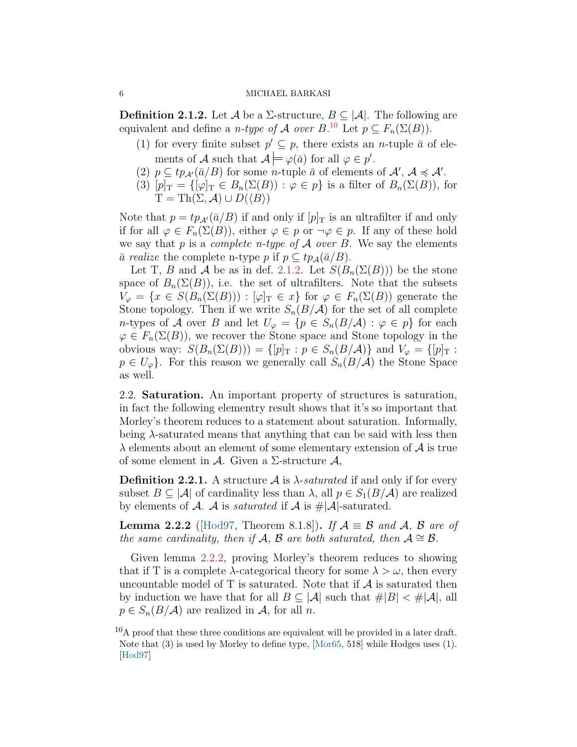**Definition 2.1.2.** Let $\mathcal{A}$ be a $\Sigma$-structure, $B \subseteq |\mathcal{A}|$. The following are equivalent and define a *n-type of $\mathcal{A}$ over $B$*.[10] Let $p \subseteq F_n(\Sigma(B))$.

1. for every finite subset $p' \subseteq p$, there exists an $n$-tuple $\bar{a}$ of elements of $\mathcal{A}$ such that $\mathcal{A} \models \varphi(\bar{a})$ for all $\varphi \in p'$.
2. $p \subseteq tp_{\mathcal{A}'}(\bar{a}/B)$ for some $n$-tuple $\bar{a}$ of elements of $\mathcal{A}'$, $\mathcal{A} \preccurlyeq \mathcal{A}'$.
3. $[p]_{\mathrm{T}} = \{[\varphi]_{\mathrm{T}} \in B_n(\Sigma(B)) : \varphi \in p\}$ is a filter of $B_n(\Sigma(B))$, for $\mathrm{T} = \mathrm{Th}(\Sigma, \mathcal{A}) \cup D(\langle B \rangle)$

Note that $p = tp_{\mathcal{A}'}(\bar{a}/B)$ if and only if $[p]_{\mathrm{T}}$ is an ultrafilter if and only if for all $\varphi \in F_n(\Sigma(B))$, either $\varphi \in p$ or $\neg\varphi \in p$. If any of these hold we say that $p$ is a *complete n-type of $\mathcal{A}$ over $B$*. We say the elements $\bar{a}$ *realize* the complete n-type $p$ if $p \subseteq tp_{\mathcal{A}}(\bar{a}/B)$.

Let T, $B$ and $\mathcal{A}$ be as in def. 2.1.2. Let $S(B_n(\Sigma(B)))$ be the stone space of $B_n(\Sigma(B))$, i.e. the set of ultrafilters. Note that the subsets $V_\varphi = \{x \in S(B_n(\Sigma(B))) : [\varphi]_{\mathrm{T}} \in x\}$ for $\varphi \in F_n(\Sigma(B))$ generate the Stone topology. Then if we write $S_n(B/\mathcal{A})$ for the set of all complete $n$-types of $\mathcal{A}$ over $B$ and let $U_\varphi = \{p \in S_n(B/\mathcal{A}) : \varphi \in p\}$ for each $\varphi \in F_n(\Sigma(B))$, we recover the Stone space and Stone topology in the obvious way: $S(B_n(\Sigma(B))) = \{[p]_{\mathrm{T}} : p \in S_n(B/\mathcal{A})\}$ and $V_\varphi = \{[p]_{\mathrm{T}} : p \in U_\varphi\}$. For this reason we generally call $S_n(B/\mathcal{A})$ the Stone Space as well.

2.2. **Saturation.** An important property of structures is saturation, in fact the following elementry result shows that it's so important that Morley's theorem reduces to a statement about saturation. Informally, being $\lambda$-saturated means that anything that can be said with less then $\lambda$ elements about an element of some elementary extension of $\mathcal{A}$ is true of some element in $\mathcal{A}$. Given a $\Sigma$-structure $\mathcal{A}$,

**Definition 2.2.1.** A structure $\mathcal{A}$ is *$\lambda$-saturated* if and only if for every subset $B \subseteq |\mathcal{A}|$ of cardinality less than $\lambda$, all $p \in S_1(B/\mathcal{A})$ are realized by elements of $\mathcal{A}$. $\mathcal{A}$ is *saturated* if $\mathcal{A}$ is $\#|\mathcal{A}|$-saturated.

**Lemma 2.2.2** ([Hod97, Theorem 8.1.8])**.** *If $\mathcal{A} \equiv \mathcal{B}$ and $\mathcal{A}$, $\mathcal{B}$ are of the same cardinality, then if $\mathcal{A}$, $\mathcal{B}$ are both saturated, then $\mathcal{A} \cong \mathcal{B}$.*

Given lemma 2.2.2, proving Morley's theorem reduces to showing that if T is a complete $\lambda$-categorical theory for some $\lambda > \omega$, then every uncountable model of T is saturated. Note that if $\mathcal{A}$ is saturated then by induction we have that for all $B \subseteq |\mathcal{A}|$ such that $\#|B| < \#|\mathcal{A}|$, all $p \in S_n(B/\mathcal{A})$ are realized in $\mathcal{A}$, for all $n$.

[10] A proof that these three conditions are equivalent will be provided in a later draft. Note that (3) is used by Morley to define type, [Mor65, 518] while Hodges uses (1). [Hod97]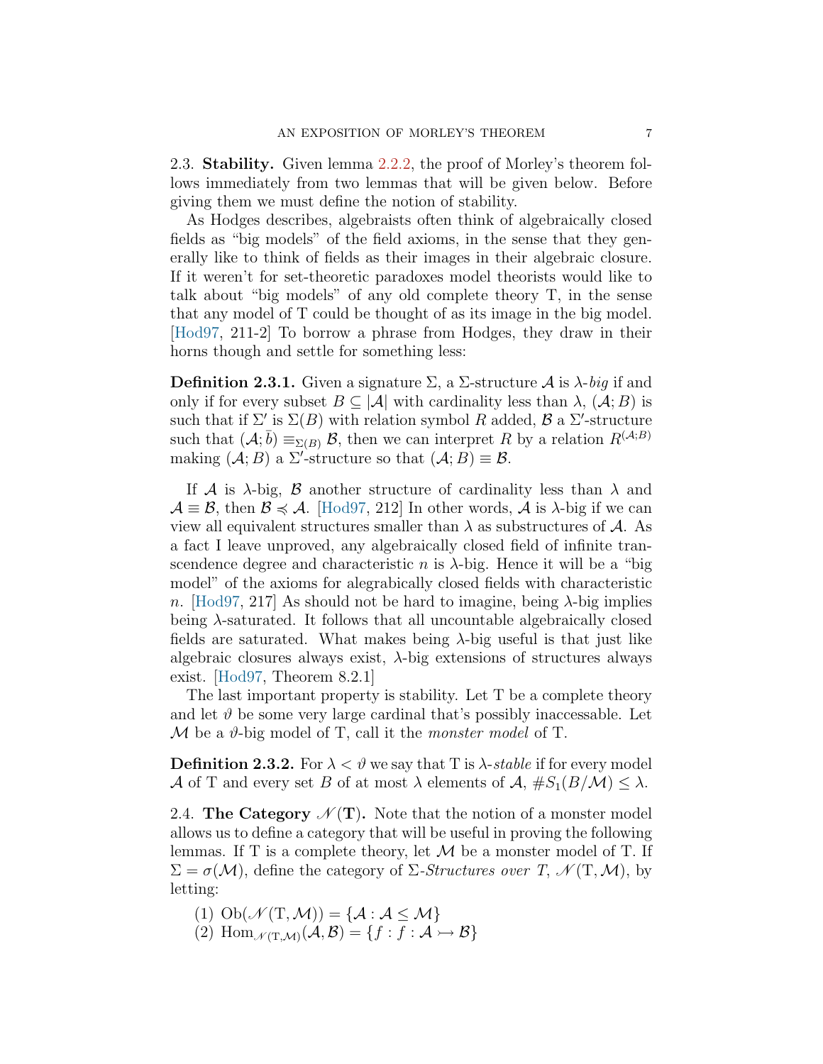2.3. **Stability.** Given lemma 2.2.2, the proof of Morley's theorem follows immediately from two lemmas that will be given below. Before giving them we must define the notion of stability.

As Hodges describes, algebraists often think of algebraically closed fields as "big models" of the field axioms, in the sense that they generally like to think of fields as their images in their algebraic closure. If it weren't for set-theoretic paradoxes model theorists would like to talk about "big models" of any old complete theory T, in the sense that any model of T could be thought of as its image in the big model. [Hod97, 211-2] To borrow a phrase from Hodges, they draw in their horns though and settle for something less:

**Definition 2.3.1.** Given a signature $\Sigma$, a $\Sigma$-structure $\mathcal{A}$ is $\lambda$-*big* if and only if for every subset $B \subseteq |\mathcal{A}|$ with cardinality less than $\lambda$, $(\mathcal{A}; B)$ is such that if $\Sigma'$ is $\Sigma(B)$ with relation symbol $R$ added, $\mathcal{B}$ a $\Sigma'$-structure such that $(\mathcal{A}; \bar{b}) \equiv_{\Sigma(B)} \mathcal{B}$, then we can interpret $R$ by a relation $R^{(\mathcal{A};B)}$ making $(\mathcal{A}; B)$ a $\Sigma'$-structure so that $(\mathcal{A}; B) \equiv \mathcal{B}$.

If $\mathcal{A}$ is $\lambda$-big, $\mathcal{B}$ another structure of cardinality less than $\lambda$ and $\mathcal{A} \equiv \mathcal{B}$, then $\mathcal{B} \preccurlyeq \mathcal{A}$. [Hod97, 212] In other words, $\mathcal{A}$ is $\lambda$-big if we can view all equivalent structures smaller than $\lambda$ as substructures of $\mathcal{A}$. As a fact I leave unproved, any algebraically closed field of infinite transcendence degree and characteristic $n$ is $\lambda$-big. Hence it will be a "big model" of the axioms for alegrabically closed fields with characteristic $n$. [Hod97, 217] As should not be hard to imagine, being $\lambda$-big implies being $\lambda$-saturated. It follows that all uncountable algebraically closed fields are saturated. What makes being $\lambda$-big useful is that just like algebraic closures always exist, $\lambda$-big extensions of structures always exist. [Hod97, Theorem 8.2.1]

The last important property is stability. Let T be a complete theory and let $\vartheta$ be some very large cardinal that's possibly inaccessable. Let $\mathcal{M}$ be a $\vartheta$-big model of T, call it the *monster model* of T.

**Definition 2.3.2.** For $\lambda < \vartheta$ we say that T is $\lambda$-*stable* if for every model $\mathcal{A}$ of T and every set $B$ of at most $\lambda$ elements of $\mathcal{A}$, $\#S_1(B/\mathcal{M}) \leq \lambda$.

2.4. **The Category $\mathscr{N}$(T).** Note that the notion of a monster model allows us to define a category that will be useful in proving the following lemmas. If T is a complete theory, let $\mathcal{M}$ be a monster model of T. If $\Sigma = \sigma(\mathcal{M})$, define the category of $\Sigma$-*Structures over T*, $\mathscr{N}(\mathrm{T}, \mathcal{M})$, by letting:

1. $\mathrm{Ob}(\mathscr{N}(\mathrm{T}, \mathcal{M})) = \{\mathcal{A} : \mathcal{A} \leq \mathcal{M}\}$
2. $\mathrm{Hom}_{\mathscr{N}(\mathrm{T},\mathcal{M})}(\mathcal{A}, \mathcal{B}) = \{f : f : \mathcal{A} \rightarrowtail \mathcal{B}\}$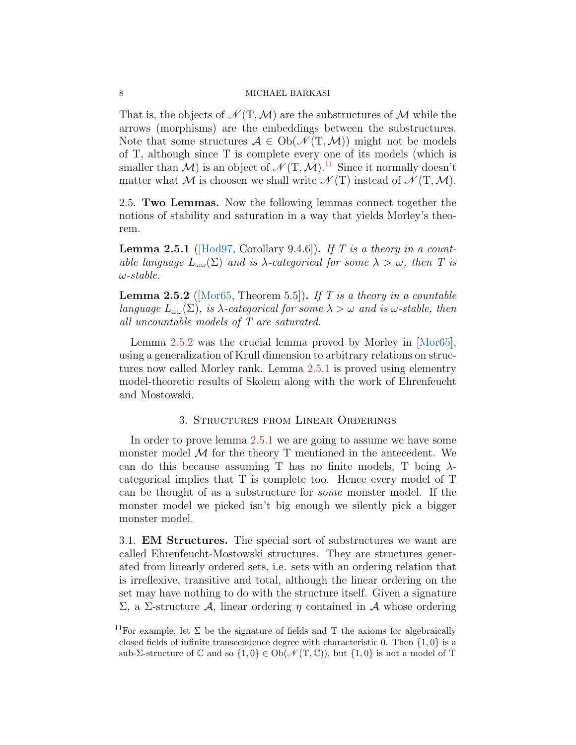That is, the objects of $\mathscr{N}(\mathrm{T}, \mathcal{M})$ are the substructures of $\mathcal{M}$ while the arrows (morphisms) are the embeddings between the substructures. Note that some structures $\mathcal{A} \in \mathrm{Ob}(\mathscr{N}(\mathrm{T}, \mathcal{M}))$ might not be models of T, although since T is complete every one of its models (which is smaller than $\mathcal{M}$) is an object of $\mathscr{N}(\mathrm{T}, \mathcal{M})$.[11] Since it normally doesn't matter what $\mathcal{M}$ is choosen we shall write $\mathscr{N}(\mathrm{T})$ instead of $\mathscr{N}(\mathrm{T}, \mathcal{M})$.

2.5. **Two Lemmas.** Now the following lemmas connect together the notions of stability and saturation in a way that yields Morley's theorem.

**Lemma 2.5.1** ([Hod97, Corollary 9.4.6])**.** *If $T$ is a theory in a countable language $L_{\omega\omega}(\Sigma)$ and is $\lambda$-categorical for some $\lambda > \omega$, then $T$ is $\omega$-stable.*

**Lemma 2.5.2** ([Mor65, Theorem 5.5])**.** *If $T$ is a theory in a countable language $L_{\omega\omega}(\Sigma)$, is $\lambda$-categorical for some $\lambda > \omega$ and is $\omega$-stable, then all uncountable models of $T$ are saturated.*

Lemma 2.5.2 was the crucial lemma proved by Morley in [Mor65], using a generalization of Krull dimension to arbitrary relations on structures now called Morley rank. Lemma 2.5.1 is proved using elementry model-theoretic results of Skolem along with the work of Ehrenfeucht and Mostowski.

## 3. Structures from Linear Orderings

In order to prove lemma 2.5.1 we are going to assume we have some monster model $\mathcal{M}$ for the theory T mentioned in the antecedent. We can do this because assuming T has no finite models, T being $\lambda$-categorical implies that T is complete too. Hence every model of T can be thought of as a substructure for *some* monster model. If the monster model we picked isn't big enough we silently pick a bigger monster model.

3.1. **EM Structures.** The special sort of substructures we want are called Ehrenfeucht-Mostowski structures. They are structures generated from linearly ordered sets, i.e. sets with an ordering relation that is irreflexive, transitive and total, although the linear ordering on the set may have nothing to do with the structure itself. Given a signature $\Sigma$, a $\Sigma$-structure $\mathcal{A}$, linear ordering $\eta$ contained in $\mathcal{A}$ whose ordering

[11] For example, let $\Sigma$ be the signature of fields and T the axioms for algebraically closed fields of infinite transcendence degree with characteristic 0. Then $\{1, 0\}$ is a sub-$\Sigma$-structure of $\mathbb{C}$ and so $\{1, 0\} \in \mathrm{Ob}(\mathscr{N}(\mathrm{T}, \mathbb{C}))$, but $\{1, 0\}$ is not a model of T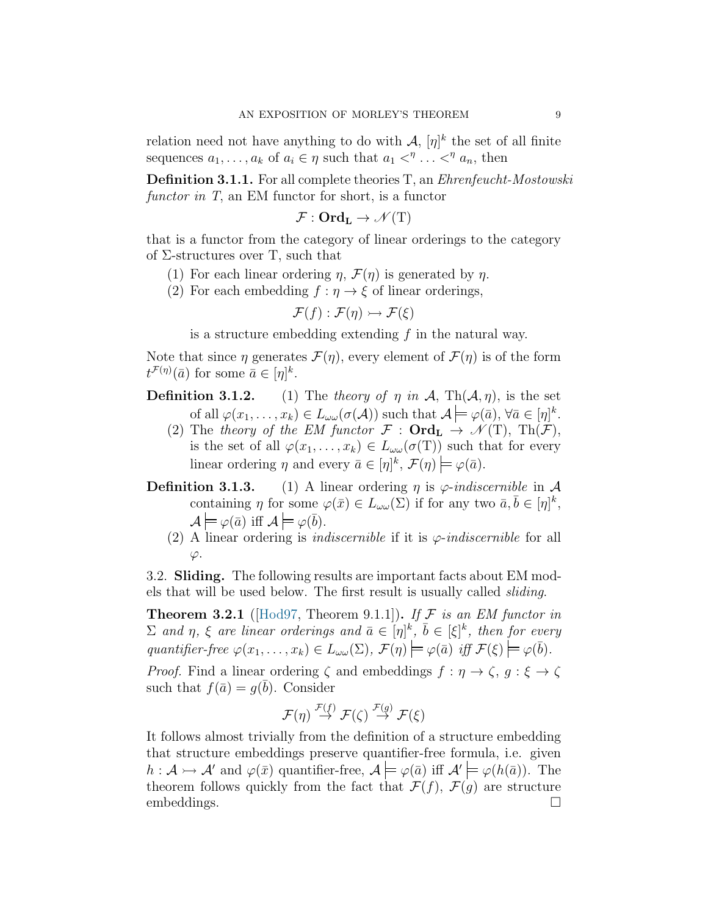relation need not have anything to do with $\mathcal{A}$, $[\eta]^k$ the set of all finite sequences $a_1, \ldots, a_k$ of $a_i \in \eta$ such that $a_1 <^\eta \ldots <^\eta a_n$, then

**Definition 3.1.1.** For all complete theories T, an *Ehrenfeucht-Mostowski functor in T*, an EM functor for short, is a functor

$$\mathcal{F} : \mathbf{Ord_L} \to \mathscr{N}(\mathrm{T})$$

that is a functor from the category of linear orderings to the category of $\Sigma$-structures over T, such that

1. For each linear ordering $\eta$, $\mathcal{F}(\eta)$ is generated by $\eta$.
2. For each embedding $f : \eta \to \xi$ of linear orderings,

$$\mathcal{F}(f) : \mathcal{F}(\eta) \rightarrowtail \mathcal{F}(\xi)$$

   is a structure embedding extending $f$ in the natural way.

Note that since $\eta$ generates $\mathcal{F}(\eta)$, every element of $\mathcal{F}(\eta)$ is of the form $t^{\mathcal{F}(\eta)}(\bar{a})$ for some $\bar{a} \in [\eta]^k$.

**Definition 3.1.2.**
1. The *theory of $\eta$ in $\mathcal{A}$*, $\mathrm{Th}(\mathcal{A}, \eta)$, is the set of all $\varphi(x_1, \ldots, x_k) \in L_{\omega\omega}(\sigma(\mathcal{A}))$ such that $\mathcal{A} \models \varphi(\bar{a})$, $\forall \bar{a} \in [\eta]^k$.
2. The *theory of the EM functor* $\mathcal{F} : \mathbf{Ord_L} \to \mathscr{N}(\mathrm{T})$, $\mathrm{Th}(\mathcal{F})$, is the set of all $\varphi(x_1, \ldots, x_k) \in L_{\omega\omega}(\sigma(\mathrm{T}))$ such that for every linear ordering $\eta$ and every $\bar{a} \in [\eta]^k$, $\mathcal{F}(\eta) \models \varphi(\bar{a})$.

**Definition 3.1.3.**
1. A linear ordering $\eta$ is *$\varphi$-indiscernible* in $\mathcal{A}$ containing $\eta$ for some $\varphi(\bar{x}) \in L_{\omega\omega}(\Sigma)$ if for any two $\bar{a}, \bar{b} \in [\eta]^k$, $\mathcal{A} \models \varphi(\bar{a})$ iff $\mathcal{A} \models \varphi(\bar{b})$.
2. A linear ordering is *indiscernible* if it is *$\varphi$-indiscernible* for all $\varphi$.

3.2. **Sliding.** The following results are important facts about EM models that will be used below. The first result is usually called *sliding*.

**Theorem 3.2.1** ([Hod97, Theorem 9.1.1])**.** *If $\mathcal{F}$ is an EM functor in $\Sigma$ and $\eta$, $\xi$ are linear orderings and $\bar{a} \in [\eta]^k$, $\bar{b} \in [\xi]^k$, then for every quantifier-free $\varphi(x_1, \ldots, x_k) \in L_{\omega\omega}(\Sigma)$, $\mathcal{F}(\eta) \models \varphi(\bar{a})$ iff $\mathcal{F}(\xi) \models \varphi(\bar{b})$.*

*Proof.* Find a linear ordering $\zeta$ and embeddings $f : \eta \to \zeta$, $g : \xi \to \zeta$ such that $f(\bar{a}) = g(\bar{b})$. Consider

$$\mathcal{F}(\eta) \overset{\mathcal{F}(f)}{\to} \mathcal{F}(\zeta) \overset{\mathcal{F}(g)}{\to} \mathcal{F}(\xi)$$

It follows almost trivially from the definition of a structure embedding that structure embeddings preserve quantifier-free formula, i.e. given $h : \mathcal{A} \rightarrowtail \mathcal{A}'$ and $\varphi(\bar{x})$ quantifier-free, $\mathcal{A} \models \varphi(\bar{a})$ iff $\mathcal{A}' \models \varphi(h(\bar{a}))$. The theorem follows quickly from the fact that $\mathcal{F}(f)$, $\mathcal{F}(g)$ are structure embeddings. □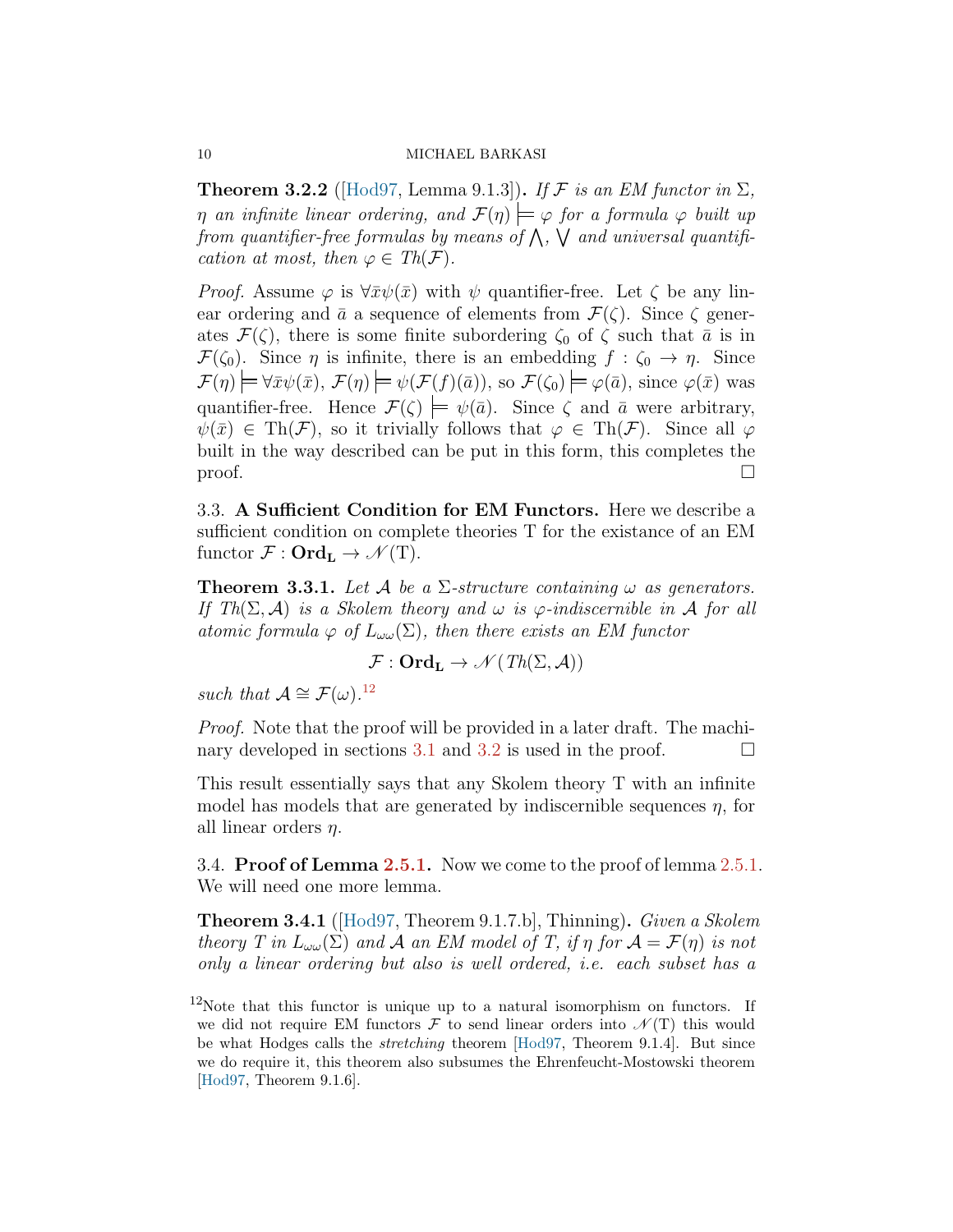**Theorem 3.2.2** ([Hod97, Lemma 9.1.3])**.** *If $\mathcal{F}$ is an EM functor in $\Sigma$, $\eta$ an infinite linear ordering, and $\mathcal{F}(\eta) \models \varphi$ for a formula $\varphi$ built up from quantifier-free formulas by means of $\bigwedge$, $\bigvee$ and universal quantification at most, then $\varphi \in Th(\mathcal{F})$.*

*Proof.* Assume $\varphi$ is $\forall \bar{x} \psi(\bar{x})$ with $\psi$ quantifier-free. Let $\zeta$ be any linear ordering and $\bar{a}$ a sequence of elements from $\mathcal{F}(\zeta)$. Since $\zeta$ generates $\mathcal{F}(\zeta)$, there is some finite subordering $\zeta_0$ of $\zeta$ such that $\bar{a}$ is in $\mathcal{F}(\zeta_0)$. Since $\eta$ is infinite, there is an embedding $f : \zeta_0 \to \eta$. Since $\mathcal{F}(\eta) \models \forall \bar{x} \psi(\bar{x})$, $\mathcal{F}(\eta) \models \psi(\mathcal{F}(f)(\bar{a}))$, so $\mathcal{F}(\zeta_0) \models \varphi(\bar{a})$, since $\varphi(\bar{x})$ was quantifier-free. Hence $\mathcal{F}(\zeta) \models \psi(\bar{a})$. Since $\zeta$ and $\bar{a}$ were arbitrary, $\psi(\bar{x}) \in \mathrm{Th}(\mathcal{F})$, so it trivially follows that $\varphi \in \mathrm{Th}(\mathcal{F})$. Since all $\varphi$ built in the way described can be put in this form, this completes the proof. □

3.3. **A Sufficient Condition for EM Functors.** Here we describe a sufficient condition on complete theories T for the existance of an EM functor $\mathcal{F} : \mathbf{Ord_L} \to \mathscr{N}(\mathrm{T})$.

**Theorem 3.3.1.** *Let $\mathcal{A}$ be a $\Sigma$-structure containing $\omega$ as generators. If $Th(\Sigma, \mathcal{A})$ is a Skolem theory and $\omega$ is $\varphi$-indiscernible in $\mathcal{A}$ for all atomic formula $\varphi$ of $L_{\omega\omega}(\Sigma)$, then there exists an EM functor*

$$\mathcal{F} : \mathbf{Ord_L} \to \mathscr{N}(Th(\Sigma, \mathcal{A}))$$

*such that $\mathcal{A} \cong \mathcal{F}(\omega)$.*[12]

*Proof.* Note that the proof will be provided in a later draft. The machinary developed in sections 3.1 and 3.2 is used in the proof. □

This result essentially says that any Skolem theory T with an infinite model has models that are generated by indiscernible sequences $\eta$, for all linear orders $\eta$.

3.4. **Proof of Lemma 2.5.1.** Now we come to the proof of lemma 2.5.1. We will need one more lemma.

**Theorem 3.4.1** ([Hod97, Theorem 9.1.7.b], Thinning)**.** *Given a Skolem theory $T$ in $L_{\omega\omega}(\Sigma)$ and $\mathcal{A}$ an EM model of $T$, if $\eta$ for $\mathcal{A} = \mathcal{F}(\eta)$ is not only a linear ordering but also is well ordered, i.e. each subset has a*

[12] Note that this functor is unique up to a natural isomorphism on functors. If we did not require EM functors $\mathcal{F}$ to send linear orders into $\mathscr{N}(\mathrm{T})$ this would be what Hodges calls the *stretching* theorem [Hod97, Theorem 9.1.4]. But since we do require it, this theorem also subsumes the Ehrenfeucht-Mostowski theorem [Hod97, Theorem 9.1.6].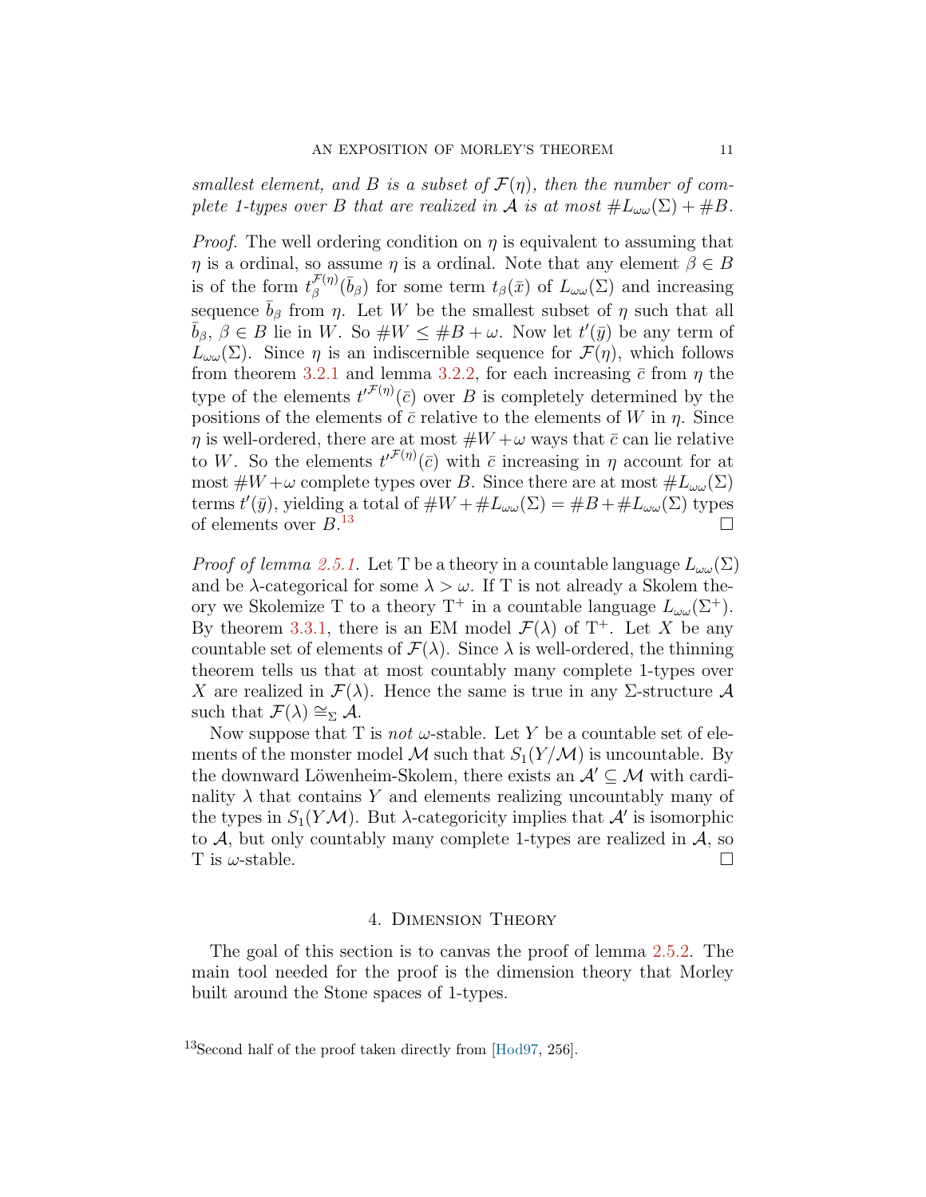*smallest element, and $B$ is a subset of $\mathcal{F}(\eta)$, then the number of complete 1-types over $B$ that are realized in $\mathcal{A}$ is at most $\#L_{\omega\omega}(\Sigma) + \#B$.*

*Proof.* The well ordering condition on $\eta$ is equivalent to assuming that $\eta$ is a ordinal, so assume $\eta$ is a ordinal. Note that any element $\beta \in B$ is of the form $t_\beta^{\mathcal{F}(\eta)}(\bar{b}_\beta)$ for some term $t_\beta(\bar{x})$ of $L_{\omega\omega}(\Sigma)$ and increasing sequence $\bar{b}_\beta$ from $\eta$. Let $W$ be the smallest subset of $\eta$ such that all $\bar{b}_\beta$, $\beta \in B$ lie in $W$. So $\#W \leq \#B + \omega$. Now let $t'(\bar{y})$ be any term of $L_{\omega\omega}(\Sigma)$. Since $\eta$ is an indiscernible sequence for $\mathcal{F}(\eta)$, which follows from theorem 3.2.1 and lemma 3.2.2, for each increasing $\bar{c}$ from $\eta$ the type of the elements ${t'}^{\mathcal{F}(\eta)}(\bar{c})$ over $B$ is completely determined by the positions of the elements of $\bar{c}$ relative to the elements of $W$ in $\eta$. Since $\eta$ is well-ordered, there are at most $\#W + \omega$ ways that $\bar{c}$ can lie relative to $W$. So the elements ${t'}^{\mathcal{F}(\eta)}(\bar{c})$ with $\bar{c}$ increasing in $\eta$ account for at most $\#W + \omega$ complete types over $B$. Since there are at most $\#L_{\omega\omega}(\Sigma)$ terms $t'(\bar{y})$, yielding a total of $\#W + \#L_{\omega\omega}(\Sigma) = \#B + \#L_{\omega\omega}(\Sigma)$ types of elements over $B$.[13] $\square$

*Proof of lemma 2.5.1.* Let T be a theory in a countable language $L_{\omega\omega}(\Sigma)$ and be $\lambda$-categorical for some $\lambda > \omega$. If T is not already a Skolem theory we Skolemize T to a theory $\mathrm{T}^+$ in a countable language $L_{\omega\omega}(\Sigma^+)$. By theorem 3.3.1, there is an EM model $\mathcal{F}(\lambda)$ of $\mathrm{T}^+$. Let $X$ be any countable set of elements of $\mathcal{F}(\lambda)$. Since $\lambda$ is well-ordered, the thinning theorem tells us that at most countably many complete 1-types over $X$ are realized in $\mathcal{F}(\lambda)$. Hence the same is true in any $\Sigma$-structure $\mathcal{A}$ such that $\mathcal{F}(\lambda) \cong_\Sigma \mathcal{A}$.

Now suppose that T is *not* $\omega$-stable. Let $Y$ be a countable set of elements of the monster model $\mathcal{M}$ such that $S_1(Y/\mathcal{M})$ is uncountable. By the downward Löwenheim-Skolem, there exists an $\mathcal{A}' \subseteq \mathcal{M}$ with cardinality $\lambda$ that contains $Y$ and elements realizing uncountably many of the types in $S_1(Y\mathcal{M})$. But $\lambda$-categoricity implies that $\mathcal{A}'$ is isomorphic to $\mathcal{A}$, but only countably many complete 1-types are realized in $\mathcal{A}$, so T is $\omega$-stable. $\square$

## 4. Dimension Theory

The goal of this section is to canvas the proof of lemma 2.5.2. The main tool needed for the proof is the dimension theory that Morley built around the Stone spaces of 1-types.

[13] Second half of the proof taken directly from [Hod97, 256].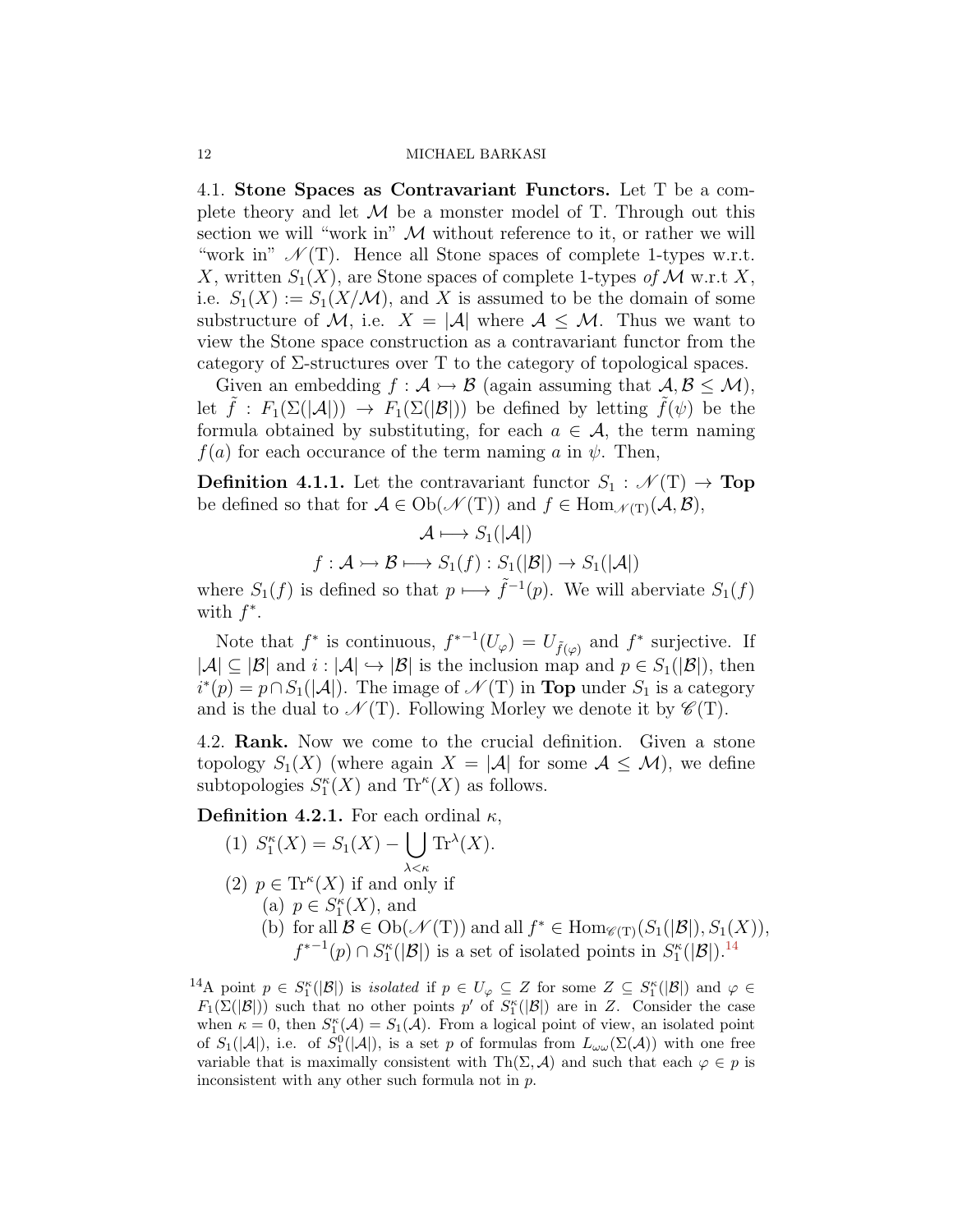### 4.1. Stone Spaces as Contravariant Functors.

Let T be a complete theory and let $\mathcal{M}$ be a monster model of T. Through out this section we will "work in" $\mathcal{M}$ without reference to it, or rather we will "work in" $\mathscr{N}(\mathrm{T})$. Hence all Stone spaces of complete 1-types w.r.t. $X$, written $S_1(X)$, are Stone spaces of complete 1-types *of* $\mathcal{M}$ w.r.t $X$, i.e. $S_1(X) := S_1(X/\mathcal{M})$, and $X$ is assumed to be the domain of some substructure of $\mathcal{M}$, i.e. $X = |\mathcal{A}|$ where $\mathcal{A} \leq \mathcal{M}$. Thus we want to view the Stone space construction as a contravariant functor from the category of $\Sigma$-structures over T to the category of topological spaces.

Given an embedding $f : \mathcal{A} \rightarrowtail \mathcal{B}$ (again assuming that $\mathcal{A}, \mathcal{B} \leq \mathcal{M}$), let $\tilde{f} : F_1(\Sigma(|\mathcal{A}|)) \to F_1(\Sigma(|\mathcal{B}|))$ be defined by letting $\tilde{f}(\psi)$ be the formula obtained by substituting, for each $a \in \mathcal{A}$, the term naming $f(a)$ for each occurance of the term naming $a$ in $\psi$. Then,

**Definition 4.1.1.** Let the contravariant functor $S_1 : \mathscr{N}(\mathrm{T}) \to \mathbf{Top}$ be defined so that for $\mathcal{A} \in \mathrm{Ob}(\mathscr{N}(\mathrm{T}))$ and $f \in \mathrm{Hom}_{\mathscr{N}(\mathrm{T})}(\mathcal{A}, \mathcal{B})$,

$$\mathcal{A} \longmapsto S_1(|\mathcal{A}|)$$

$$f : \mathcal{A} \rightarrowtail \mathcal{B} \longmapsto S_1(f) : S_1(|\mathcal{B}|) \to S_1(|\mathcal{A}|)$$

where $S_1(f)$ is defined so that $p \longmapsto \tilde{f}^{-1}(p)$. We will aberviate $S_1(f)$ with $f^*$.

Note that $f^*$ is continuous, $f^{*-1}(U_\varphi) = U_{\tilde{f}(\varphi)}$ and $f^*$ surjective. If $|\mathcal{A}| \subseteq |\mathcal{B}|$ and $i : |\mathcal{A}| \hookrightarrow |\mathcal{B}|$ is the inclusion map and $p \in S_1(|\mathcal{B}|)$, then $i^*(p) = p \cap S_1(|\mathcal{A}|)$. The image of $\mathscr{N}(\mathrm{T})$ in $\mathbf{Top}$ under $S_1$ is a category and is the dual to $\mathscr{N}(\mathrm{T})$. Following Morley we denote it by $\mathscr{C}(\mathrm{T})$.

### 4.2. Rank.

Now we come to the crucial definition. Given a stone topology $S_1(X)$ (where again $X = |\mathcal{A}|$ for some $\mathcal{A} \leq \mathcal{M}$), we define subtopologies $S_1^\kappa(X)$ and $\mathrm{Tr}^\kappa(X)$ as follows.

**Definition 4.2.1.** For each ordinal $\kappa$,

1. $S_1^\kappa(X) = S_1(X) - \bigcup_{\lambda < \kappa} \mathrm{Tr}^\lambda(X)$.
2. $p \in \mathrm{Tr}^\kappa(X)$ if and only if
   - (a) $p \in S_1^\kappa(X)$, and
   - (b) for all $\mathcal{B} \in \mathrm{Ob}(\mathscr{N}(\mathrm{T}))$ and all $f^* \in \mathrm{Hom}_{\mathscr{C}(\mathrm{T})}(S_1(|\mathcal{B}|), S_1(X))$, $f^{*-1}(p) \cap S_1^\kappa(|\mathcal{B}|)$ is a set of isolated points in $S_1^\kappa(|\mathcal{B}|)$.[14]

[14] A point $p \in S_1^\kappa(|\mathcal{B}|)$ is *isolated* if $p \in U_\varphi \subseteq Z$ for some $Z \subseteq S_1^\kappa(|\mathcal{B}|)$ and $\varphi \in F_1(\Sigma(|\mathcal{B}|))$ such that no other points $p'$ of $S_1^\kappa(|\mathcal{B}|)$ are in $Z$. Consider the case when $\kappa = 0$, then $S_1^\kappa(\mathcal{A}) = S_1(\mathcal{A})$. From a logical point of view, an isolated point of $S_1(|\mathcal{A}|)$, i.e. of $S_1^0(|\mathcal{A}|)$, is a set $p$ of formulas from $L_{\omega\omega}(\Sigma(\mathcal{A}))$ with one free variable that is maximally consistent with $\mathrm{Th}(\Sigma, \mathcal{A})$ and such that each $\varphi \in p$ is inconsistent with any other such formula not in $p$.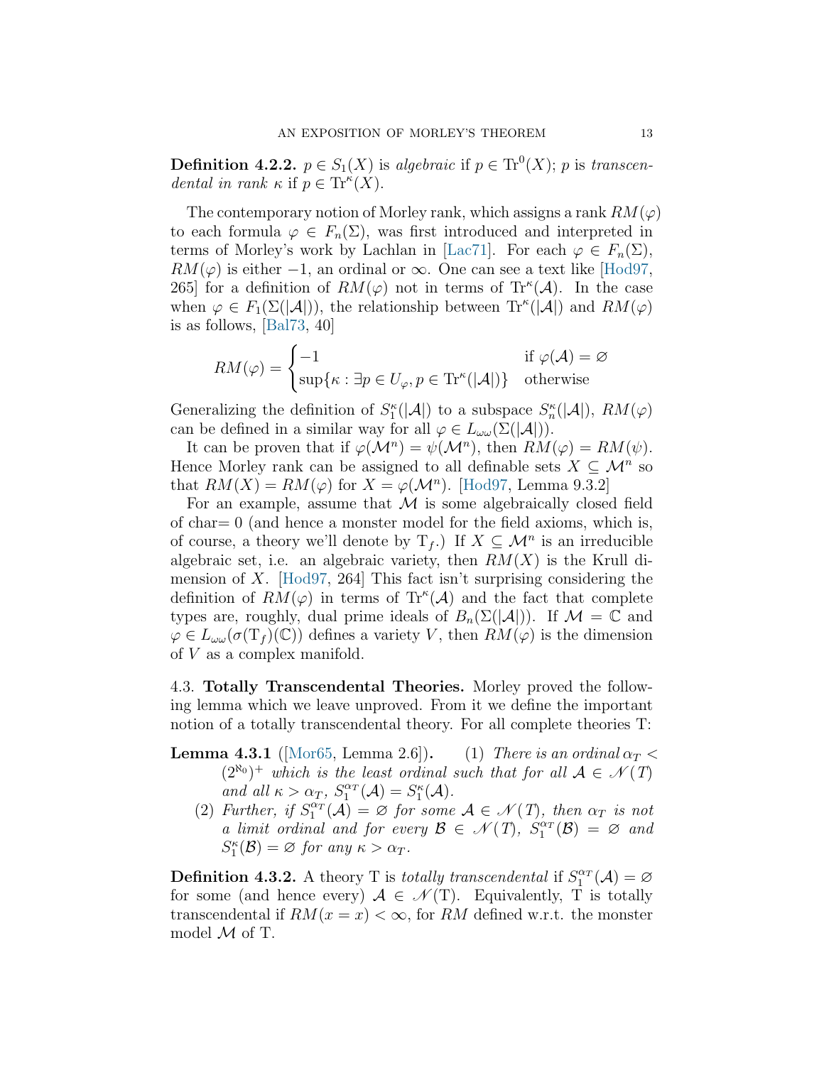**Definition 4.2.2.** $p \in S_1(X)$ is *algebraic* if $p \in \mathrm{Tr}^0(X)$; $p$ is *transcendental in rank* $\kappa$ if $p \in \mathrm{Tr}^\kappa(X)$.

The contemporary notion of Morley rank, which assigns a rank $RM(\varphi)$ to each formula $\varphi \in F_n(\Sigma)$, was first introduced and interpreted in terms of Morley's work by Lachlan in [Lac71]. For each $\varphi \in F_n(\Sigma)$, $RM(\varphi)$ is either $-1$, an ordinal or $\infty$. One can see a text like [Hod97, 265] for a definition of $RM(\varphi)$ not in terms of $\mathrm{Tr}^\kappa(\mathcal{A})$. In the case when $\varphi \in F_1(\Sigma(|\mathcal{A}|))$, the relationship between $\mathrm{Tr}^\kappa(|\mathcal{A}|)$ and $RM(\varphi)$ is as follows, [Bal73, 40]

$$RM(\varphi) = \begin{cases} -1 & \text{if } \varphi(\mathcal{A}) = \varnothing \\ \sup\{\kappa : \exists p \in U_\varphi, p \in \mathrm{Tr}^\kappa(|\mathcal{A}|)\} & \text{otherwise} \end{cases}$$

Generalizing the definition of $S_1^\kappa(|\mathcal{A}|)$ to a subspace $S_n^\kappa(|\mathcal{A}|)$, $RM(\varphi)$ can be defined in a similar way for all $\varphi \in L_{\omega\omega}(\Sigma(|\mathcal{A}|))$.

It can be proven that if $\varphi(\mathcal{M}^n) = \psi(\mathcal{M}^n)$, then $RM(\varphi) = RM(\psi)$. Hence Morley rank can be assigned to all definable sets $X \subseteq \mathcal{M}^n$ so that $RM(X) = RM(\varphi)$ for $X = \varphi(\mathcal{M}^n)$. [Hod97, Lemma 9.3.2]

For an example, assume that $\mathcal{M}$ is some algebraically closed field of char$=0$ (and hence a monster model for the field axioms, which is, of course, a theory we'll denote by $\mathrm{T}_f$.) If $X \subseteq \mathcal{M}^n$ is an irreducible algebraic set, i.e. an algebraic variety, then $RM(X)$ is the Krull dimension of $X$. [Hod97, 264] This fact isn't surprising considering the definition of $RM(\varphi)$ in terms of $\mathrm{Tr}^\kappa(\mathcal{A})$ and the fact that complete types are, roughly, dual prime ideals of $B_n(\Sigma(|\mathcal{A}|))$. If $\mathcal{M} = \mathbb{C}$ and $\varphi \in L_{\omega\omega}(\sigma(\mathrm{T}_f)(\mathbb{C}))$ defines a variety $V$, then $RM(\varphi)$ is the dimension of $V$ as a complex manifold.

4.3. **Totally Transcendental Theories.** Morley proved the following lemma which we leave unproved. From it we define the important notion of a totally transcendental theory. For all complete theories T:

**Lemma 4.3.1** ([Mor65, Lemma 2.6])**.**
1. *There is an ordinal $\alpha_T < (2^{\aleph_0})^+$ which is the least ordinal such that for all $\mathcal{A} \in \mathscr{N}(T)$ and all $\kappa > \alpha_T$, $S_1^{\alpha_T}(\mathcal{A}) = S_1^\kappa(\mathcal{A})$.*
2. *Further, if $S_1^{\alpha_T}(\mathcal{A}) = \varnothing$ for some $\mathcal{A} \in \mathscr{N}(T)$, then $\alpha_T$ is not a limit ordinal and for every $\mathcal{B} \in \mathscr{N}(T)$, $S_1^{\alpha_T}(\mathcal{B}) = \varnothing$ and $S_1^\kappa(\mathcal{B}) = \varnothing$ for any $\kappa > \alpha_T$.*

**Definition 4.3.2.** A theory T is *totally transcendental* if $S_1^{\alpha_T}(\mathcal{A}) = \varnothing$ for some (and hence every) $\mathcal{A} \in \mathscr{N}(\mathrm{T})$. Equivalently, T is totally transcendental if $RM(x = x) < \infty$, for $RM$ defined w.r.t. the monster model $\mathcal{M}$ of T.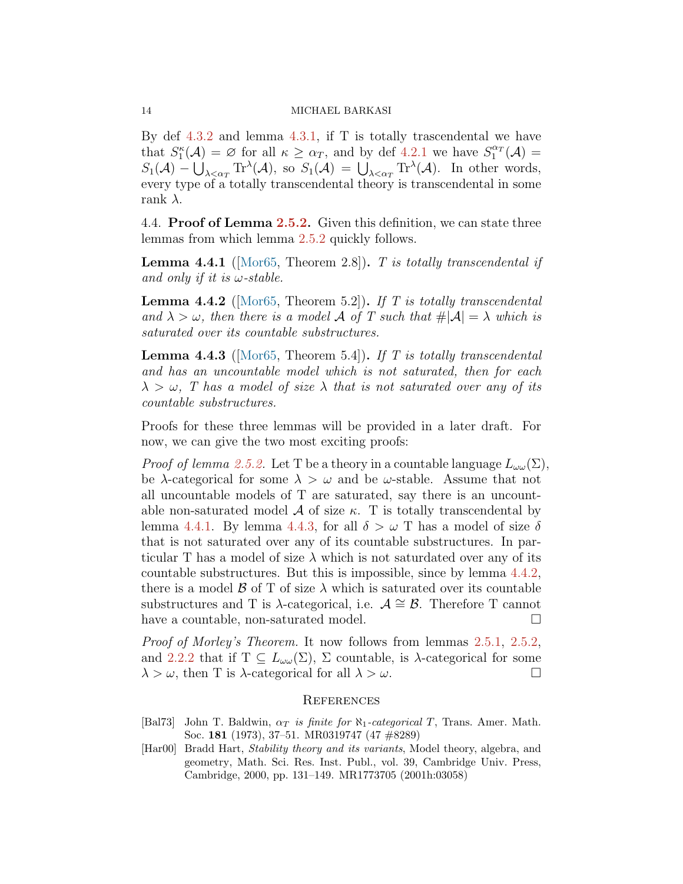By def 4.3.2 and lemma 4.3.1, if T is totally trascendental we have that $S_1^\kappa(\mathcal{A}) = \varnothing$ for all $\kappa \geq \alpha_T$, and by def 4.2.1 we have $S_1^{\alpha_T}(\mathcal{A}) = S_1(\mathcal{A}) - \bigcup_{\lambda<\alpha_T} \mathrm{Tr}^\lambda(\mathcal{A})$, so $S_1(\mathcal{A}) = \bigcup_{\lambda<\alpha_T} \mathrm{Tr}^\lambda(\mathcal{A})$. In other words, every type of a totally transcendental theory is transcendental in some rank $\lambda$.

## 4.4. Proof of Lemma 2.5.2.

Given this definition, we can state three lemmas from which lemma 2.5.2 quickly follows.

**Lemma 4.4.1** ([Mor65, Theorem 2.8])**.** *T is totally transcendental if and only if it is $\omega$-stable.*

**Lemma 4.4.2** ([Mor65, Theorem 5.2])**.** *If T is totally transcendental and $\lambda > \omega$, then there is a model $\mathcal{A}$ of T such that $\#|\mathcal{A}| = \lambda$ which is saturated over its countable substructures.*

**Lemma 4.4.3** ([Mor65, Theorem 5.4])**.** *If T is totally transcendental and has an uncountable model which is not saturated, then for each $\lambda > \omega$, T has a model of size $\lambda$ that is not saturated over any of its countable substructures.*

Proofs for these three lemmas will be provided in a later draft. For now, we can give the two most exciting proofs:

*Proof of lemma 2.5.2.* Let T be a theory in a countable language $L_{\omega\omega}(\Sigma)$, be $\lambda$-categorical for some $\lambda > \omega$ and be $\omega$-stable. Assume that not all uncountable models of T are saturated, say there is an uncountable non-saturated model $\mathcal{A}$ of size $\kappa$. T is totally transcendental by lemma 4.4.1. By lemma 4.4.3, for all $\delta > \omega$ T has a model of size $\delta$ that is not saturated over any of its countable substructures. In particular T has a model of size $\lambda$ which is not saturdated over any of its countable substructures. But this is impossible, since by lemma 4.4.2, there is a model $\mathcal{B}$ of T of size $\lambda$ which is saturated over its countable substructures and T is $\lambda$-categorical, i.e. $\mathcal{A} \cong \mathcal{B}$. Therefore T cannot have a countable, non-saturated model. □

*Proof of Morley's Theorem.* It now follows from lemmas 2.5.1, 2.5.2, and 2.2.2 that if $\mathrm{T} \subseteq L_{\omega\omega}(\Sigma)$, $\Sigma$ countable, is $\lambda$-categorical for some $\lambda > \omega$, then T is $\lambda$-categorical for all $\lambda > \omega$. □

## References

[Bal73] John T. Baldwin, *$\alpha_T$ is finite for $\aleph_1$-categorical T*, Trans. Amer. Math. Soc. **181** (1973), 37–51. MR0319747 (47 #8289)

[Har00] Bradd Hart, *Stability theory and its variants*, Model theory, algebra, and geometry, Math. Sci. Res. Inst. Publ., vol. 39, Cambridge Univ. Press, Cambridge, 2000, pp. 131–149. MR1773705 (2001h:03058)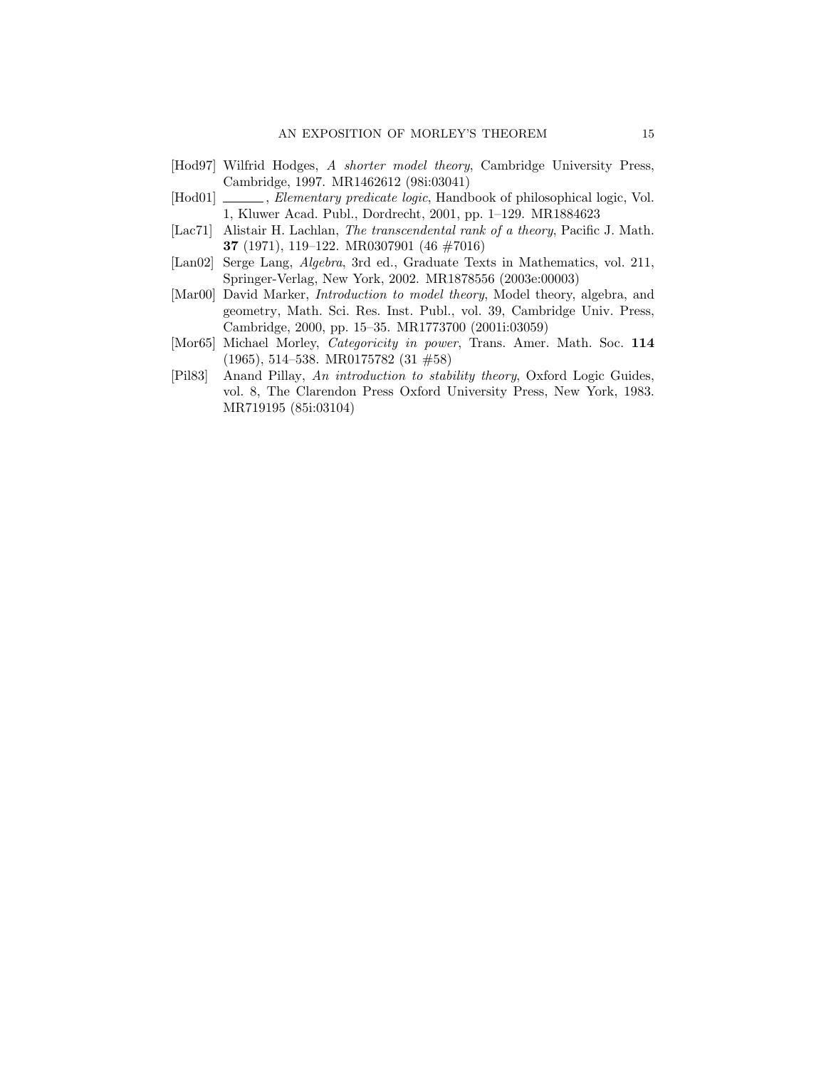[Hod97] Wilfrid Hodges, *A shorter model theory*, Cambridge University Press, Cambridge, 1997. MR1462612 (98i:03041)

[Hod01] ______, *Elementary predicate logic*, Handbook of philosophical logic, Vol. 1, Kluwer Acad. Publ., Dordrecht, 2001, pp. 1–129. MR1884623

[Lac71] Alistair H. Lachlan, *The transcendental rank of a theory*, Pacific J. Math. **37** (1971), 119–122. MR0307901 (46 #7016)

[Lan02] Serge Lang, *Algebra*, 3rd ed., Graduate Texts in Mathematics, vol. 211, Springer-Verlag, New York, 2002. MR1878556 (2003e:00003)

[Mar00] David Marker, *Introduction to model theory*, Model theory, algebra, and geometry, Math. Sci. Res. Inst. Publ., vol. 39, Cambridge Univ. Press, Cambridge, 2000, pp. 15–35. MR1773700 (2001i:03059)

[Mor65] Michael Morley, *Categoricity in power*, Trans. Amer. Math. Soc. **114** (1965), 514–538. MR0175782 (31 #58)

[Pil83] Anand Pillay, *An introduction to stability theory*, Oxford Logic Guides, vol. 8, The Clarendon Press Oxford University Press, New York, 1983. MR719195 (85i:03104)